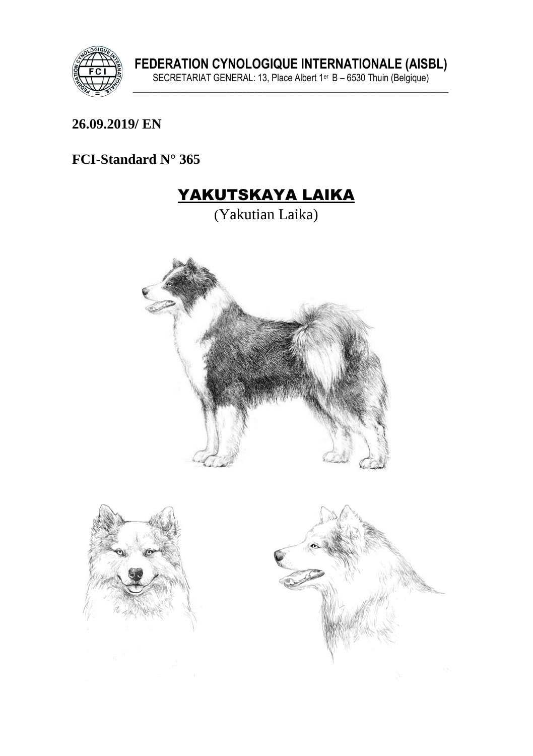**FEDERATION CYNOLOGIQUE INTERNATIONALE (AISBL)**

SECRETARIAT GENERAL: 13, Place Albert 1er B – 6530 Thuin (Belgique)

**26.09.2019/ EN**

**FCI-Standard N° 365**

# YAKUTSKAYA LAIKA

(Yakutian Laika)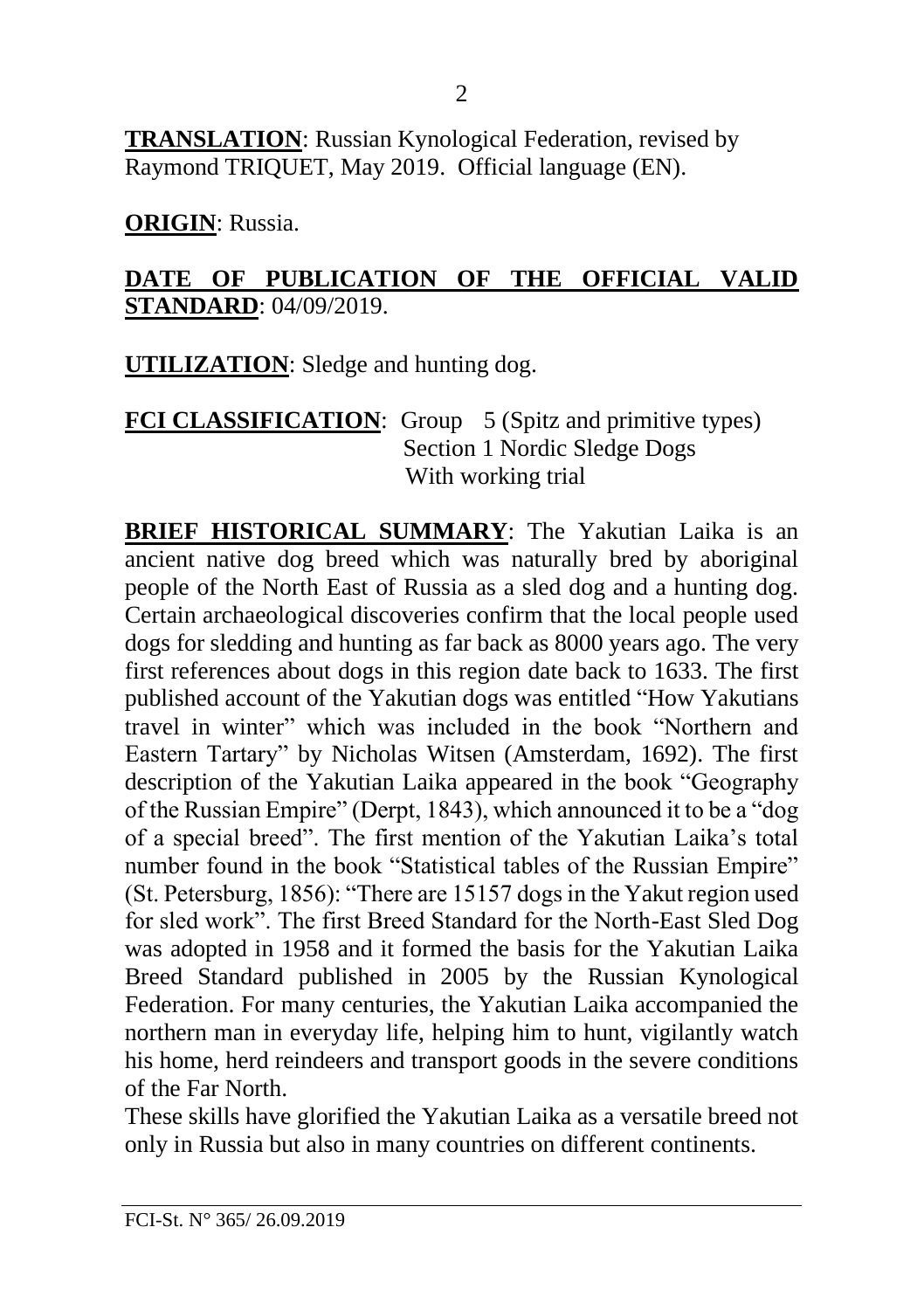**TRANSLATION**: Russian Kynological Federation, revised by Raymond TRIQUET, May 2019. Official language (EN).

**ORIGIN**: Russia.

**DATE OF PUBLICATION OF THE OFFICIAL VALID STANDARD**: 04/09/2019.

**UTILIZATION**: Sledge and hunting dog.

**FCI CLASSIFICATION**: Group 5 (Spitz and primitive types)
Section 1 Nordic Sledge Dogs
With working trial

**BRIEF HISTORICAL SUMMARY**: The Yakutian Laika is an ancient native dog breed which was naturally bred by aboriginal people of the North East of Russia as a sled dog and a hunting dog. Certain archaeological discoveries confirm that the local people used dogs for sledding and hunting as far back as 8000 years ago. The very first references about dogs in this region date back to 1633. The first published account of the Yakutian dogs was entitled "How Yakutians travel in winter" which was included in the book "Northern and Eastern Tartary" by Nicholas Witsen (Amsterdam, 1692). The first description of the Yakutian Laika appeared in the book "Geography of the Russian Empire" (Derpt, 1843), which announced it to be a "dog of a special breed". The first mention of the Yakutian Laika's total number found in the book "Statistical tables of the Russian Empire" (St. Petersburg, 1856): "There are 15157 dogs in the Yakut region used for sled work". The first Breed Standard for the North-East Sled Dog was adopted in 1958 and it formed the basis for the Yakutian Laika Breed Standard published in 2005 by the Russian Kynological Federation. For many centuries, the Yakutian Laika accompanied the northern man in everyday life, helping him to hunt, vigilantly watch his home, herd reindeers and transport goods in the severe conditions of the Far North.

These skills have glorified the Yakutian Laika as a versatile breed not only in Russia but also in many countries on different continents.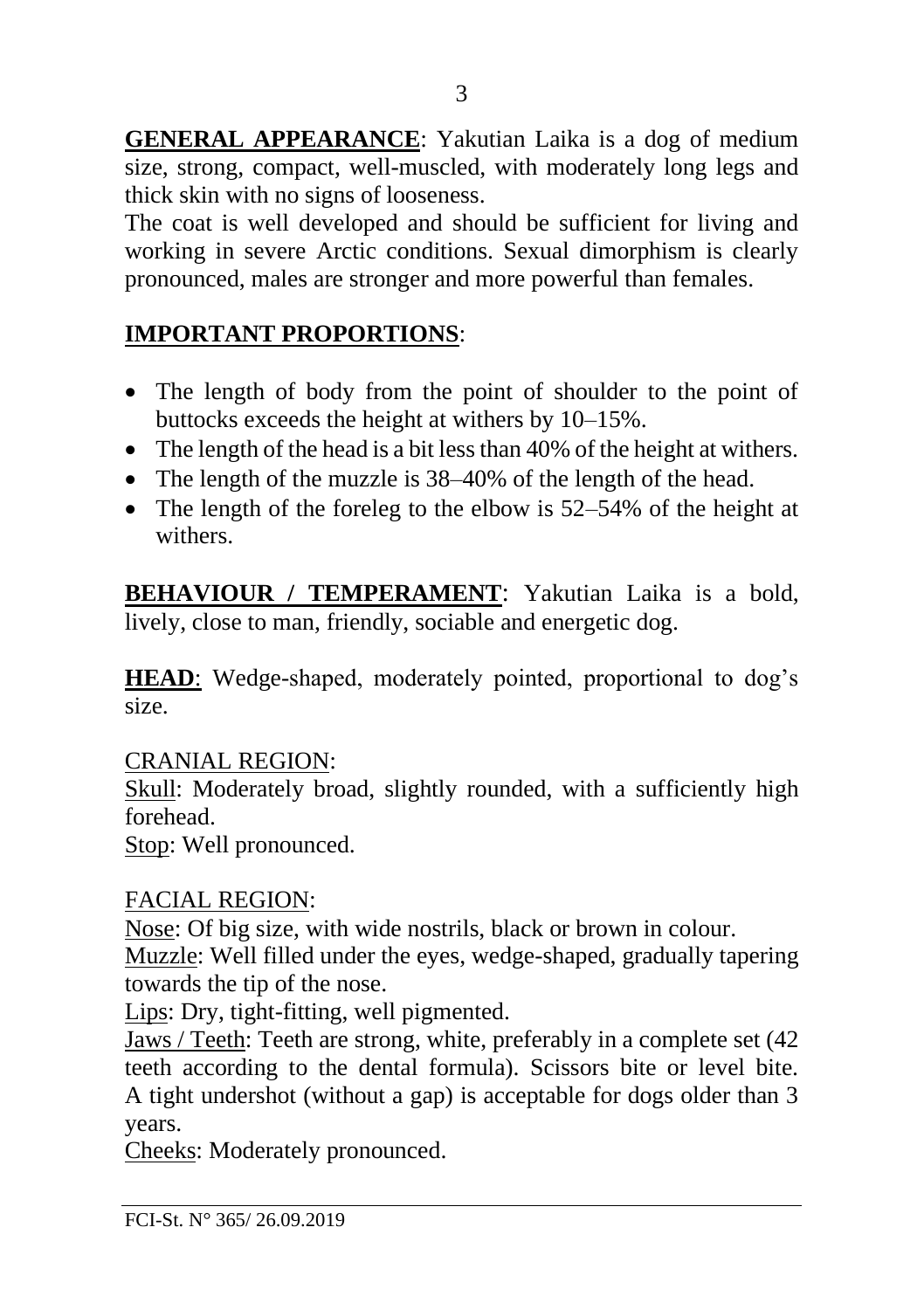**GENERAL APPEARANCE**: Yakutian Laika is a dog of medium size, strong, compact, well-muscled, with moderately long legs and thick skin with no signs of looseness.
The coat is well developed and should be sufficient for living and working in severe Arctic conditions. Sexual dimorphism is clearly pronounced, males are stronger and more powerful than females.

**IMPORTANT PROPORTIONS**:

- The length of body from the point of shoulder to the point of buttocks exceeds the height at withers by 10–15%.
- The length of the head is a bit less than 40% of the height at withers.
- The length of the muzzle is 38–40% of the length of the head.
- The length of the foreleg to the elbow is 52–54% of the height at withers.

**BEHAVIOUR / TEMPERAMENT**: Yakutian Laika is a bold, lively, close to man, friendly, sociable and energetic dog.

**HEAD**: Wedge-shaped, moderately pointed, proportional to dog's size.

CRANIAL REGION:
Skull: Moderately broad, slightly rounded, with a sufficiently high forehead.
Stop: Well pronounced.

FACIAL REGION:
Nose: Of big size, with wide nostrils, black or brown in colour.
Muzzle: Well filled under the eyes, wedge-shaped, gradually tapering towards the tip of the nose.
Lips: Dry, tight-fitting, well pigmented.
Jaws / Teeth: Teeth are strong, white, preferably in a complete set (42 teeth according to the dental formula). Scissors bite or level bite. A tight undershot (without a gap) is acceptable for dogs older than 3 years.
Cheeks: Moderately pronounced.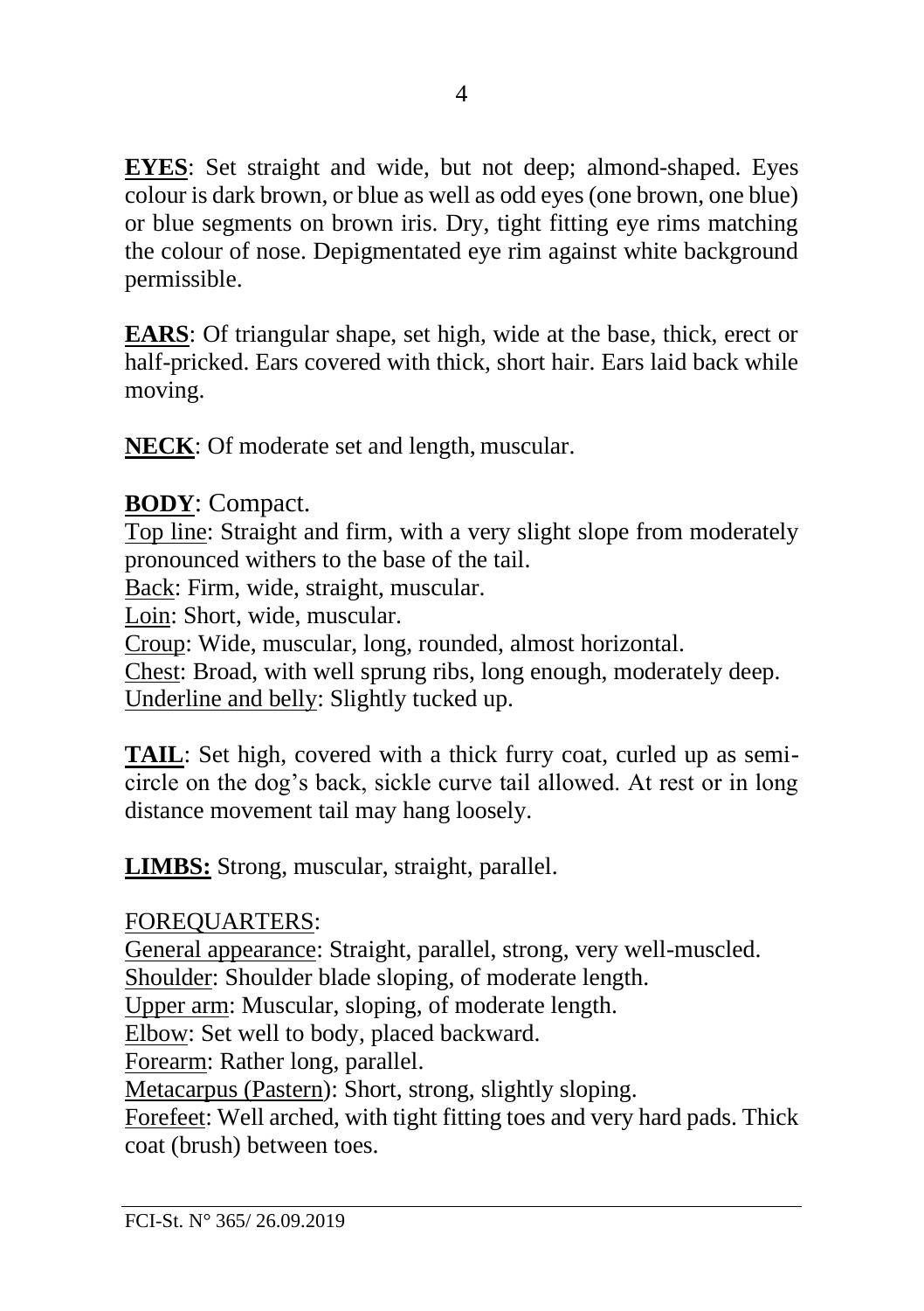**EYES**: Set straight and wide, but not deep; almond-shaped. Eyes colour is dark brown, or blue as well as odd eyes (one brown, one blue) or blue segments on brown iris. Dry, tight fitting eye rims matching the colour of nose. Depigmentated eye rim against white background permissible.

**EARS**: Of triangular shape, set high, wide at the base, thick, erect or half-pricked. Ears covered with thick, short hair. Ears laid back while moving.

**NECK**: Of moderate set and length, muscular.

**BODY**: Compact.
Top line: Straight and firm, with a very slight slope from moderately pronounced withers to the base of the tail.
Back: Firm, wide, straight, muscular.
Loin: Short, wide, muscular.
Croup: Wide, muscular, long, rounded, almost horizontal.
Chest: Broad, with well sprung ribs, long enough, moderately deep.
Underline and belly: Slightly tucked up.

**TAIL**: Set high, covered with a thick furry coat, curled up as semi-circle on the dog's back, sickle curve tail allowed. At rest or in long distance movement tail may hang loosely.

**LIMBS:** Strong, muscular, straight, parallel.

FOREQUARTERS:
General appearance: Straight, parallel, strong, very well-muscled.
Shoulder: Shoulder blade sloping, of moderate length.
Upper arm: Muscular, sloping, of moderate length.
Elbow: Set well to body, placed backward.
Forearm: Rather long, parallel.
Metacarpus (Pastern): Short, strong, slightly sloping.
Forefeet: Well arched, with tight fitting toes and very hard pads. Thick coat (brush) between toes.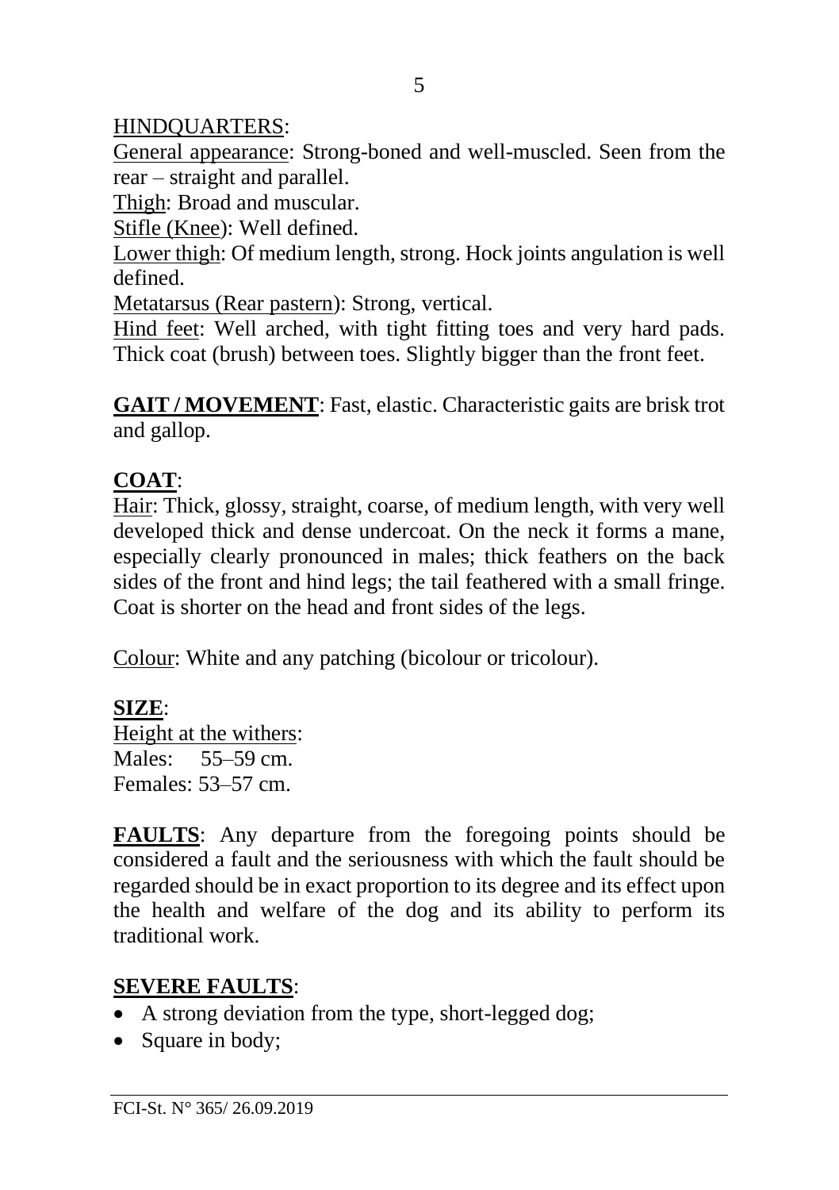HINDQUARTERS:

General appearance: Strong-boned and well-muscled. Seen from the rear – straight and parallel.

Thigh: Broad and muscular.

Stifle (Knee): Well defined.

Lower thigh: Of medium length, strong. Hock joints angulation is well defined.

Metatarsus (Rear pastern): Strong, vertical.

Hind feet: Well arched, with tight fitting toes and very hard pads. Thick coat (brush) between toes. Slightly bigger than the front feet.

**GAIT / MOVEMENT**: Fast, elastic. Characteristic gaits are brisk trot and gallop.

**COAT**:

Hair: Thick, glossy, straight, coarse, of medium length, with very well developed thick and dense undercoat. On the neck it forms a mane, especially clearly pronounced in males; thick feathers on the back sides of the front and hind legs; the tail feathered with a small fringe. Coat is shorter on the head and front sides of the legs.

Colour: White and any patching (bicolour or tricolour).

**SIZE**:

Height at the withers:
Males: 55–59 cm.
Females: 53–57 cm.

**FAULTS**: Any departure from the foregoing points should be considered a fault and the seriousness with which the fault should be regarded should be in exact proportion to its degree and its effect upon the health and welfare of the dog and its ability to perform its traditional work.

**SEVERE FAULTS**:

- A strong deviation from the type, short-legged dog;
- Square in body;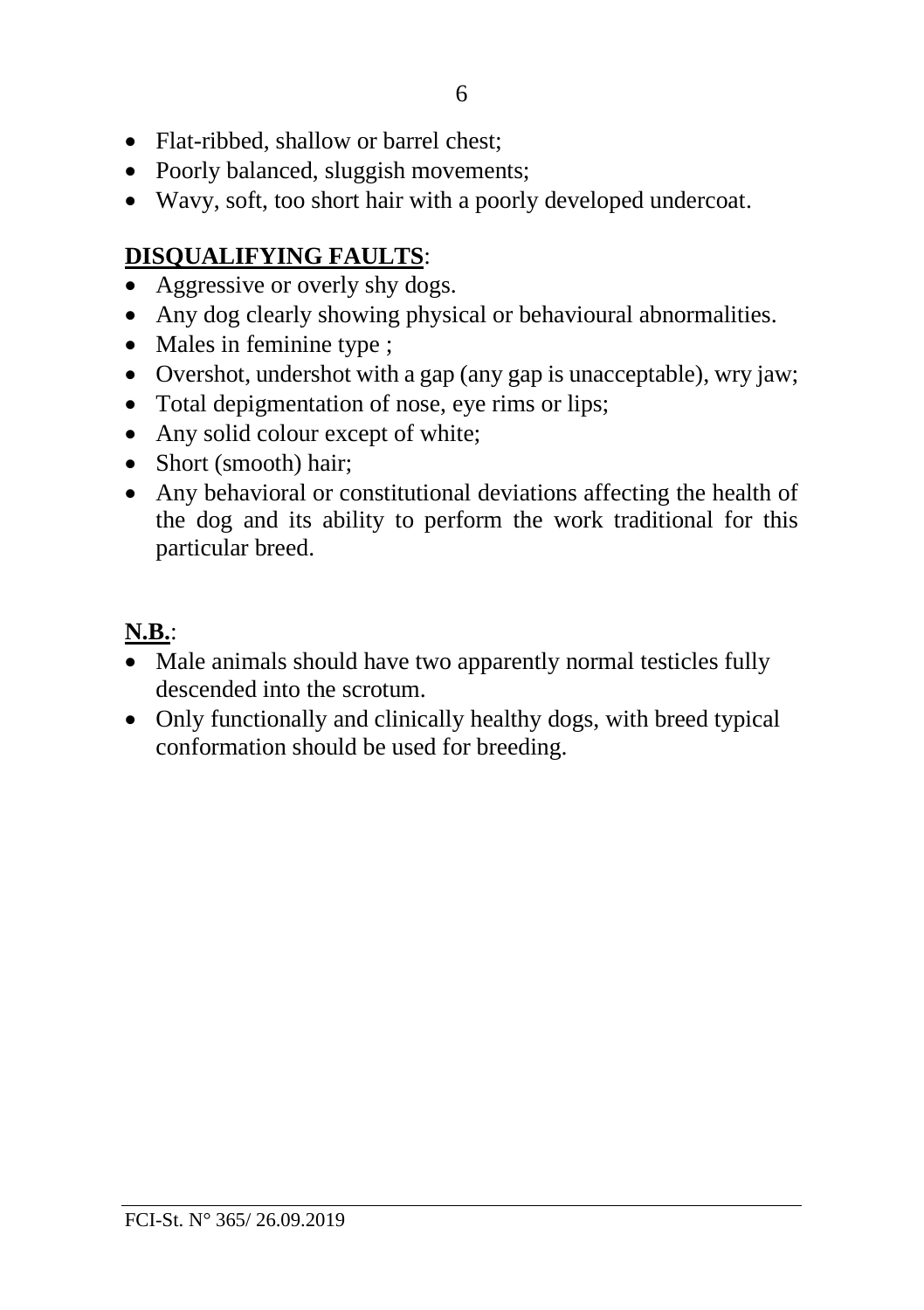- Flat-ribbed, shallow or barrel chest;
- Poorly balanced, sluggish movements;
- Wavy, soft, too short hair with a poorly developed undercoat.

**DISQUALIFYING FAULTS**:

- Aggressive or overly shy dogs.
- Any dog clearly showing physical or behavioural abnormalities.
- Males in feminine type ;
- Overshot, undershot with a gap (any gap is unacceptable), wry jaw;
- Total depigmentation of nose, eye rims or lips;
- Any solid colour except of white;
- Short (smooth) hair;
- Any behavioral or constitutional deviations affecting the health of the dog and its ability to perform the work traditional for this particular breed.

**N.B.**:

- Male animals should have two apparently normal testicles fully descended into the scrotum.
- Only functionally and clinically healthy dogs, with breed typical conformation should be used for breeding.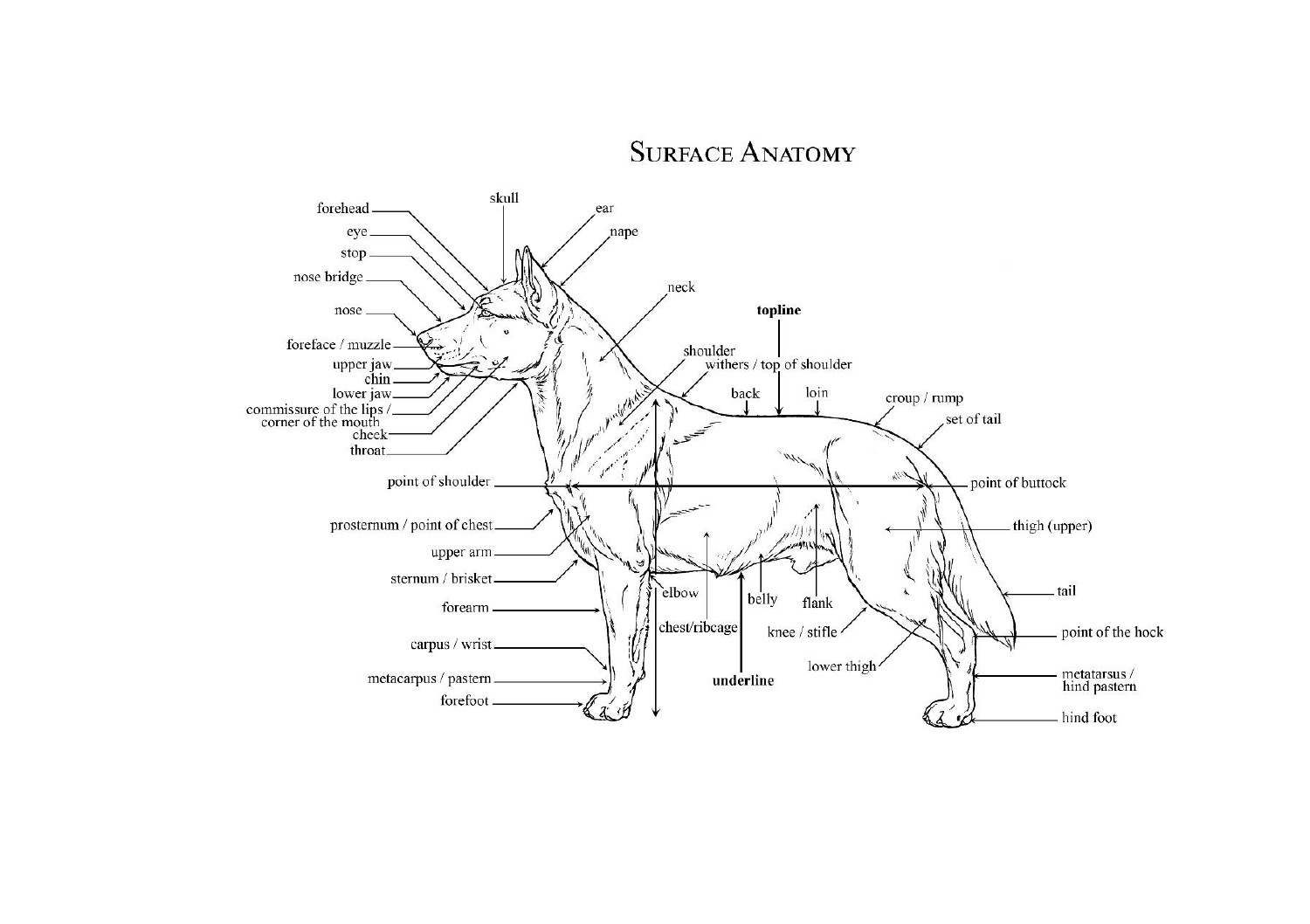# Surface Anatomy

forehead
eye
stop
nose bridge
nose
foreface / muzzle
upper jaw
chin
lower jaw
commissure of the lips / corner of the mouth
cheek
throat
skull
ear
nape
neck
topline
shoulder
withers / top of shoulder
back
loin
croup / rump
set of tail
point of shoulder
point of buttock
prosternum / point of chest
thigh (upper)
upper arm
sternum / brisket
elbow
belly
flank
tail
forearm
chest/ribcage
knee / stifle
point of the hock
carpus / wrist
lower thigh
metacarpus / pastern
underline
metatarsus / hind pastern
forefoot
hind foot